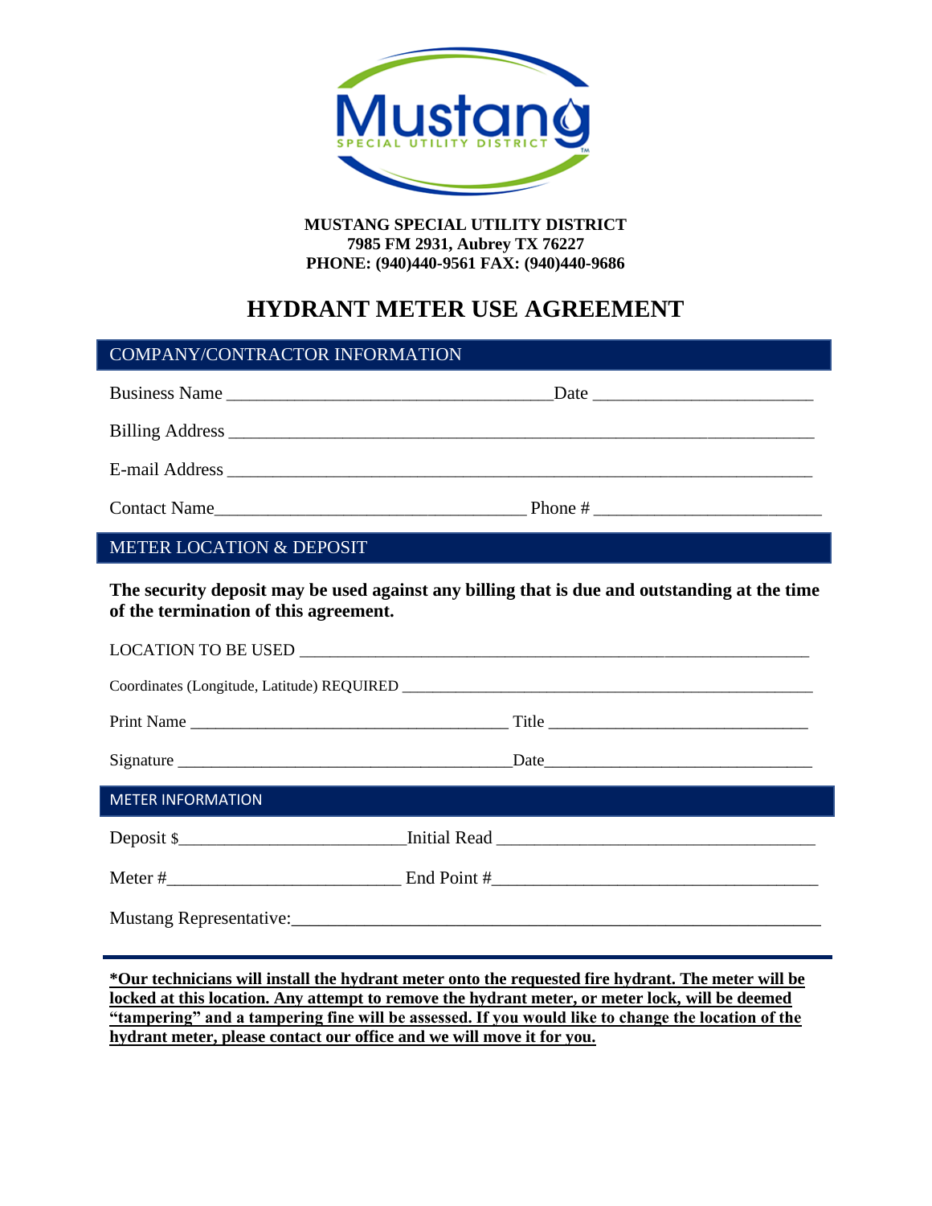**Mustang**
SPECIAL UTILITY DISTRICT

**MUSTANG SPECIAL UTILITY DISTRICT**
**7985 FM 2931, Aubrey TX 76227**
**PHONE: (940)440-9561 FAX: (940)440-9686**

# HYDRANT METER USE AGREEMENT

## COMPANY/CONTRACTOR INFORMATION

Business Name ____________________________________ Date ________________________

Billing Address ____________________________________________________________________

E-mail Address ____________________________________________________________________

Contact Name__________________________________ Phone # ________________________

## METER LOCATION & DEPOSIT

**The security deposit may be used against any billing that is due and outstanding at the time of the termination of this agreement.**

LOCATION TO BE USED ________________________________________________________

Coordinates (Longitude, Latitude) REQUIRED ______________________________________________

Print Name ____________________________________ Title ____________________________

Signature ______________________________________Date______________________________

## METER INFORMATION

Deposit $________________________Initial Read ___________________________________

Meter #_________________________ End Point #___________________________________

Mustang Representative:_____________________________________________________________

---

**\*Our technicians will install the hydrant meter onto the requested fire hydrant. The meter will be locked at this location. Any attempt to remove the hydrant meter, or meter lock, will be deemed "tampering" and a tampering fine will be assessed. If you would like to change the location of the hydrant meter, please contact our office and we will move it for you.**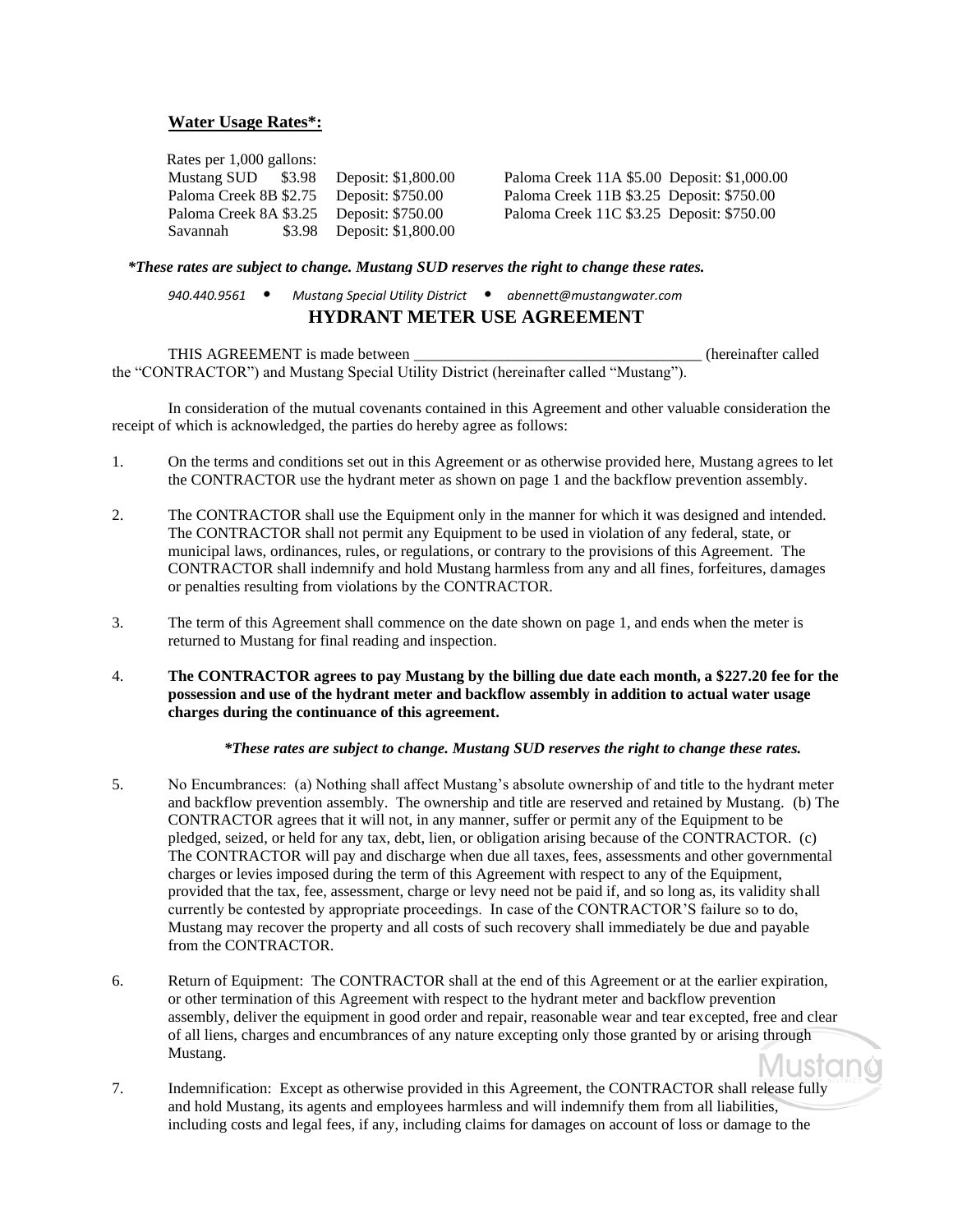**Water Usage Rates*:**

Rates per 1,000 gallons:

| Location | Rate | Deposit | Location | Rate | Deposit |
|---|---|---|---|---|---|
| Mustang SUD | $3.98 | Deposit: $1,800.00 | Paloma Creek 11A | $5.00 | Deposit: $1,000.00 |
| Paloma Creek 8B | $2.75 | Deposit: $750.00 | Paloma Creek 11B | $3.25 | Deposit: $750.00 |
| Paloma Creek 8A | $3.25 | Deposit: $750.00 | Paloma Creek 11C | $3.25 | Deposit: $750.00 |
| Savannah | $3.98 | Deposit: $1,800.00 | | | |

***These rates are subject to change. Mustang SUD reserves the right to change these rates.***

*940.440.9561 • Mustang Special Utility District • abennett@mustangwater.com*

## HYDRANT METER USE AGREEMENT

THIS AGREEMENT is made between ____________________________________ (hereinafter called the "CONTRACTOR") and Mustang Special Utility District (hereinafter called "Mustang").

In consideration of the mutual covenants contained in this Agreement and other valuable consideration the receipt of which is acknowledged, the parties do hereby agree as follows:

1. On the terms and conditions set out in this Agreement or as otherwise provided here, Mustang agrees to let the CONTRACTOR use the hydrant meter as shown on page 1 and the backflow prevention assembly.

2. The CONTRACTOR shall use the Equipment only in the manner for which it was designed and intended. The CONTRACTOR shall not permit any Equipment to be used in violation of any federal, state, or municipal laws, ordinances, rules, or regulations, or contrary to the provisions of this Agreement. The CONTRACTOR shall indemnify and hold Mustang harmless from any and all fines, forfeitures, damages or penalties resulting from violations by the CONTRACTOR.

3. The term of this Agreement shall commence on the date shown on page 1, and ends when the meter is returned to Mustang for final reading and inspection.

4. **The CONTRACTOR agrees to pay Mustang by the billing due date each month, a $227.20 fee for the possession and use of the hydrant meter and backflow assembly in addition to actual water usage charges during the continuance of this agreement.**

   ***These rates are subject to change. Mustang SUD reserves the right to change these rates.***

5. No Encumbrances: (a) Nothing shall affect Mustang's absolute ownership of and title to the hydrant meter and backflow prevention assembly. The ownership and title are reserved and retained by Mustang. (b) The CONTRACTOR agrees that it will not, in any manner, suffer or permit any of the Equipment to be pledged, seized, or held for any tax, debt, lien, or obligation arising because of the CONTRACTOR. (c) The CONTRACTOR will pay and discharge when due all taxes, fees, assessments and other governmental charges or levies imposed during the term of this Agreement with respect to any of the Equipment, provided that the tax, fee, assessment, charge or levy need not be paid if, and so long as, its validity shall currently be contested by appropriate proceedings. In case of the CONTRACTOR'S failure so to do, Mustang may recover the property and all costs of such recovery shall immediately be due and payable from the CONTRACTOR.

6. Return of Equipment: The CONTRACTOR shall at the end of this Agreement or at the earlier expiration, or other termination of this Agreement with respect to the hydrant meter and backflow prevention assembly, deliver the equipment in good order and repair, reasonable wear and tear excepted, free and clear of all liens, charges and encumbrances of any nature excepting only those granted by or arising through Mustang.

7. Indemnification: Except as otherwise provided in this Agreement, the CONTRACTOR shall release fully and hold Mustang, its agents and employees harmless and will indemnify them from all liabilities, including costs and legal fees, if any, including claims for damages on account of loss or damage to the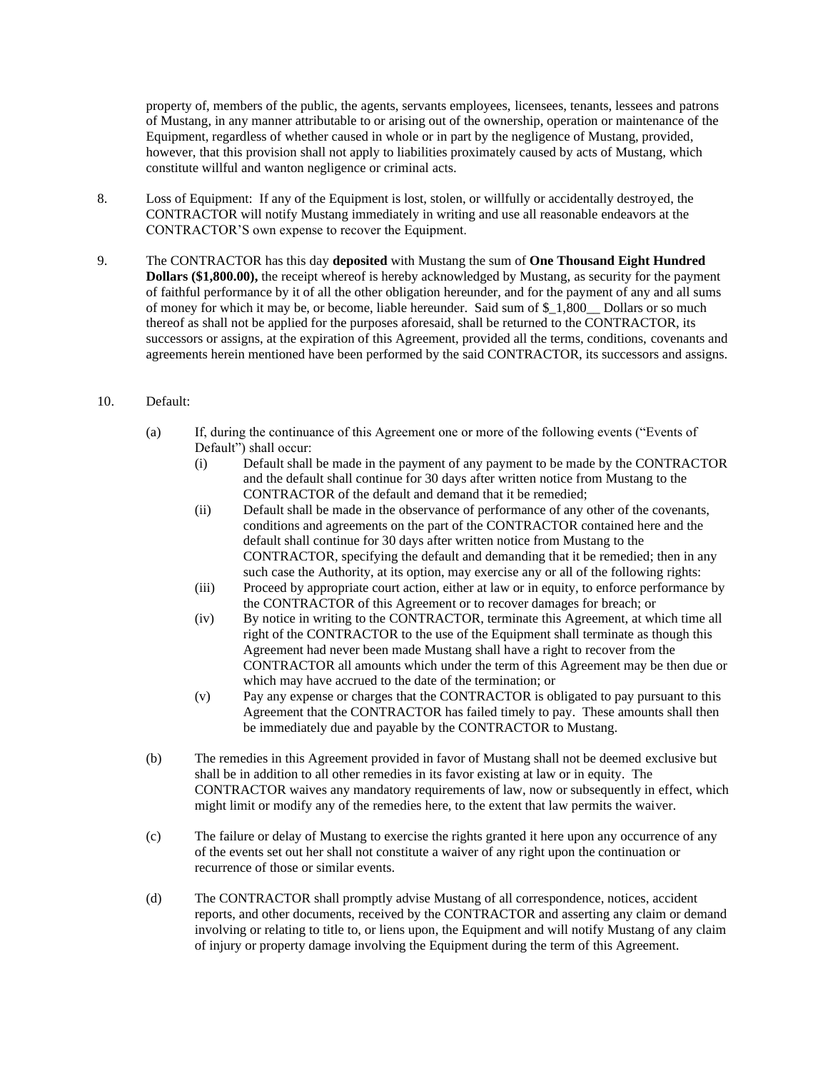property of, members of the public, the agents, servants employees, licensees, tenants, lessees and patrons of Mustang, in any manner attributable to or arising out of the ownership, operation or maintenance of the Equipment, regardless of whether caused in whole or in part by the negligence of Mustang, provided, however, that this provision shall not apply to liabilities proximately caused by acts of Mustang, which constitute willful and wanton negligence or criminal acts.

8. Loss of Equipment: If any of the Equipment is lost, stolen, or willfully or accidentally destroyed, the CONTRACTOR will notify Mustang immediately in writing and use all reasonable endeavors at the CONTRACTOR'S own expense to recover the Equipment.

9. The CONTRACTOR has this day **deposited** with Mustang the sum of **One Thousand Eight Hundred Dollars ($1,800.00),** the receipt whereof is hereby acknowledged by Mustang, as security for the payment of faithful performance by it of all the other obligation hereunder, and for the payment of any and all sums of money for which it may be, or become, liable hereunder. Said sum of $_1,800__ Dollars or so much thereof as shall not be applied for the purposes aforesaid, shall be returned to the CONTRACTOR, its successors or assigns, at the expiration of this Agreement, provided all the terms, conditions, covenants and agreements herein mentioned have been performed by the said CONTRACTOR, its successors and assigns.

10. Default:

   (a) If, during the continuance of this Agreement one or more of the following events ("Events of Default") shall occur:

      (i) Default shall be made in the payment of any payment to be made by the CONTRACTOR and the default shall continue for 30 days after written notice from Mustang to the CONTRACTOR of the default and demand that it be remedied;

      (ii) Default shall be made in the observance of performance of any other of the covenants, conditions and agreements on the part of the CONTRACTOR contained here and the default shall continue for 30 days after written notice from Mustang to the CONTRACTOR, specifying the default and demanding that it be remedied; then in any such case the Authority, at its option, may exercise any or all of the following rights:

      (iii) Proceed by appropriate court action, either at law or in equity, to enforce performance by the CONTRACTOR of this Agreement or to recover damages for breach; or

      (iv) By notice in writing to the CONTRACTOR, terminate this Agreement, at which time all right of the CONTRACTOR to the use of the Equipment shall terminate as though this Agreement had never been made Mustang shall have a right to recover from the CONTRACTOR all amounts which under the term of this Agreement may be then due or which may have accrued to the date of the termination; or

      (v) Pay any expense or charges that the CONTRACTOR is obligated to pay pursuant to this Agreement that the CONTRACTOR has failed timely to pay. These amounts shall then be immediately due and payable by the CONTRACTOR to Mustang.

   (b) The remedies in this Agreement provided in favor of Mustang shall not be deemed exclusive but shall be in addition to all other remedies in its favor existing at law or in equity. The CONTRACTOR waives any mandatory requirements of law, now or subsequently in effect, which might limit or modify any of the remedies here, to the extent that law permits the waiver.

   (c) The failure or delay of Mustang to exercise the rights granted it here upon any occurrence of any of the events set out her shall not constitute a waiver of any right upon the continuation or recurrence of those or similar events.

   (d) The CONTRACTOR shall promptly advise Mustang of all correspondence, notices, accident reports, and other documents, received by the CONTRACTOR and asserting any claim or demand involving or relating to title to, or liens upon, the Equipment and will notify Mustang of any claim of injury or property damage involving the Equipment during the term of this Agreement.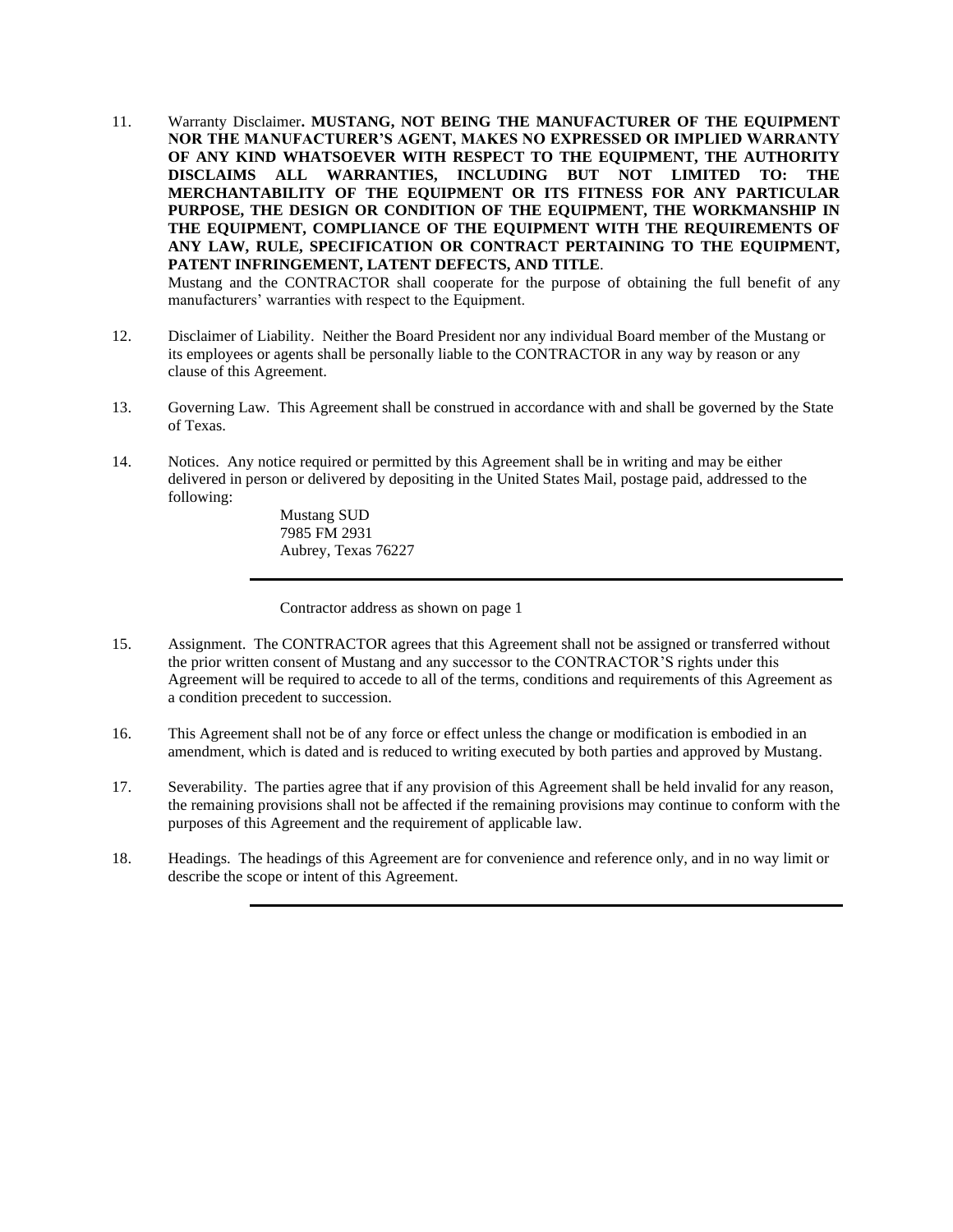11. Warranty Disclaimer**. MUSTANG, NOT BEING THE MANUFACTURER OF THE EQUIPMENT NOR THE MANUFACTURER'S AGENT, MAKES NO EXPRESSED OR IMPLIED WARRANTY OF ANY KIND WHATSOEVER WITH RESPECT TO THE EQUIPMENT, THE AUTHORITY DISCLAIMS ALL WARRANTIES, INCLUDING BUT NOT LIMITED TO: THE MERCHANTABILITY OF THE EQUIPMENT OR ITS FITNESS FOR ANY PARTICULAR PURPOSE, THE DESIGN OR CONDITION OF THE EQUIPMENT, THE WORKMANSHIP IN THE EQUIPMENT, COMPLIANCE OF THE EQUIPMENT WITH THE REQUIREMENTS OF ANY LAW, RULE, SPECIFICATION OR CONTRACT PERTAINING TO THE EQUIPMENT, PATENT INFRINGEMENT, LATENT DEFECTS, AND TITLE**.
    Mustang and the CONTRACTOR shall cooperate for the purpose of obtaining the full benefit of any manufacturers' warranties with respect to the Equipment.

12. Disclaimer of Liability. Neither the Board President nor any individual Board member of the Mustang or its employees or agents shall be personally liable to the CONTRACTOR in any way by reason or any clause of this Agreement.

13. Governing Law. This Agreement shall be construed in accordance with and shall be governed by the State of Texas.

14. Notices. Any notice required or permitted by this Agreement shall be in writing and may be either delivered in person or delivered by depositing in the United States Mail, postage paid, addressed to the following:

    Mustang SUD
    7985 FM 2931
    Aubrey, Texas 76227

    ---

    Contractor address as shown on page 1

15. Assignment. The CONTRACTOR agrees that this Agreement shall not be assigned or transferred without the prior written consent of Mustang and any successor to the CONTRACTOR'S rights under this Agreement will be required to accede to all of the terms, conditions and requirements of this Agreement as a condition precedent to succession.

16. This Agreement shall not be of any force or effect unless the change or modification is embodied in an amendment, which is dated and is reduced to writing executed by both parties and approved by Mustang.

17. Severability. The parties agree that if any provision of this Agreement shall be held invalid for any reason, the remaining provisions shall not be affected if the remaining provisions may continue to conform with the purposes of this Agreement and the requirement of applicable law.

18. Headings. The headings of this Agreement are for convenience and reference only, and in no way limit or describe the scope or intent of this Agreement.

---